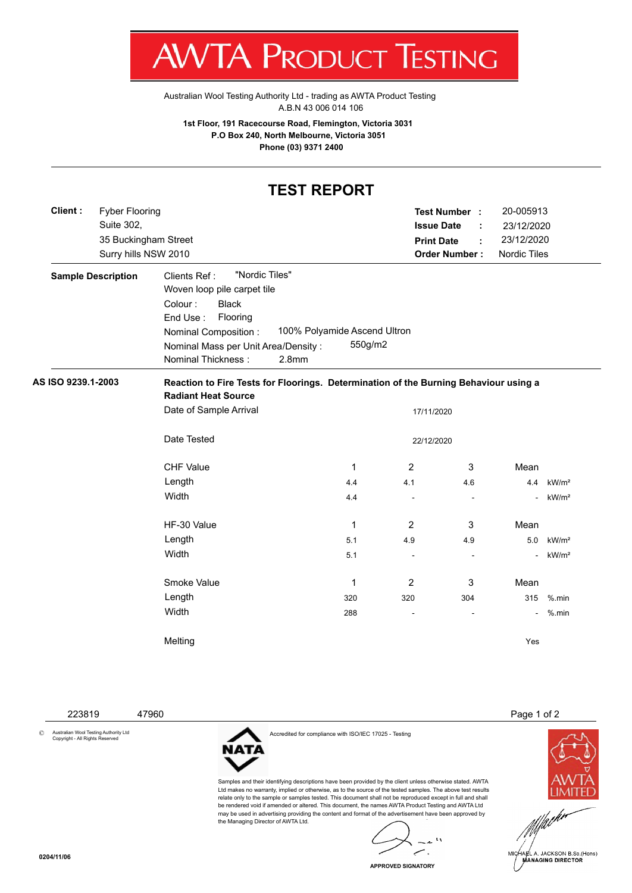# AWTA PRODUCT TESTING

Australian Wool Testing Authority Ltd - trading as AWTA Product Testing
A.B.N 43 006 014 106

**1st Floor, 191 Racecourse Road, Flemington, Victoria 3031**
**P.O Box 240, North Melbourne, Victoria 3051**
**Phone (03) 9371 2400**

## TEST REPORT

**Client :** Fyber Flooring
Suite 302,
35 Buckingham Street
Surry hills NSW 2010

**Test Number :** 20-005913
**Issue Date :** 23/12/2020
**Print Date :** 23/12/2020
**Order Number :** Nordic Tiles

**Sample Description**

Clients Ref : "Nordic Tiles"
Woven loop pile carpet tile
Colour : Black
End Use : Flooring
Nominal Composition : 100% Polyamide Ascend Ultron
Nominal Mass per Unit Area/Density : 550g/m2
Nominal Thickness : 2.8mm

**AS ISO 9239.1-2003**

**Reaction to Fire Tests for Floorings. Determination of the Burning Behaviour using a Radiant Heat Source**

Date of Sample Arrival: 17/11/2020

Date Tested: 22/12/2020

| CHF Value | 1 | 2 | 3 | Mean | |
|---|---|---|---|---|---|
| Length | 4.4 | 4.1 | 4.6 | 4.4 | kW/m² |
| Width | 4.4 | - | - | - | kW/m² |

| HF-30 Value | 1 | 2 | 3 | Mean | |
|---|---|---|---|---|---|
| Length | 5.1 | 4.9 | 4.9 | 5.0 | kW/m² |
| Width | 5.1 | - | - | - | kW/m² |

| Smoke Value | 1 | 2 | 3 | Mean | |
|---|---|---|---|---|---|
| Length | 320 | 320 | 304 | 315 | %.min |
| Width | 288 | - | - | - | %.min |

Melting: Yes

223819 47960

© Australian Wool Testing Authority Ltd
Copyright - All Rights Reserved

Accredited for compliance with ISO/IEC 17025 - Testing

Samples and their identifying descriptions have been provided by the client unless otherwise stated. AWTA Ltd makes no warranty, implied or otherwise, as to the source of the tested samples. The above test results relate only to the sample or samples tested. This document shall not be reproduced except in full and shall be rendered void if amended or altered. This document, the names AWTA Product Testing and AWTA Ltd may be used in advertising providing the content and format of the advertisement have been approved by the Managing Director of AWTA Ltd.

APPROVED SIGNATORY

MICHAEL A. JACKSON B.Sc.(Hons)
MANAGING DIRECTOR

0204/11/06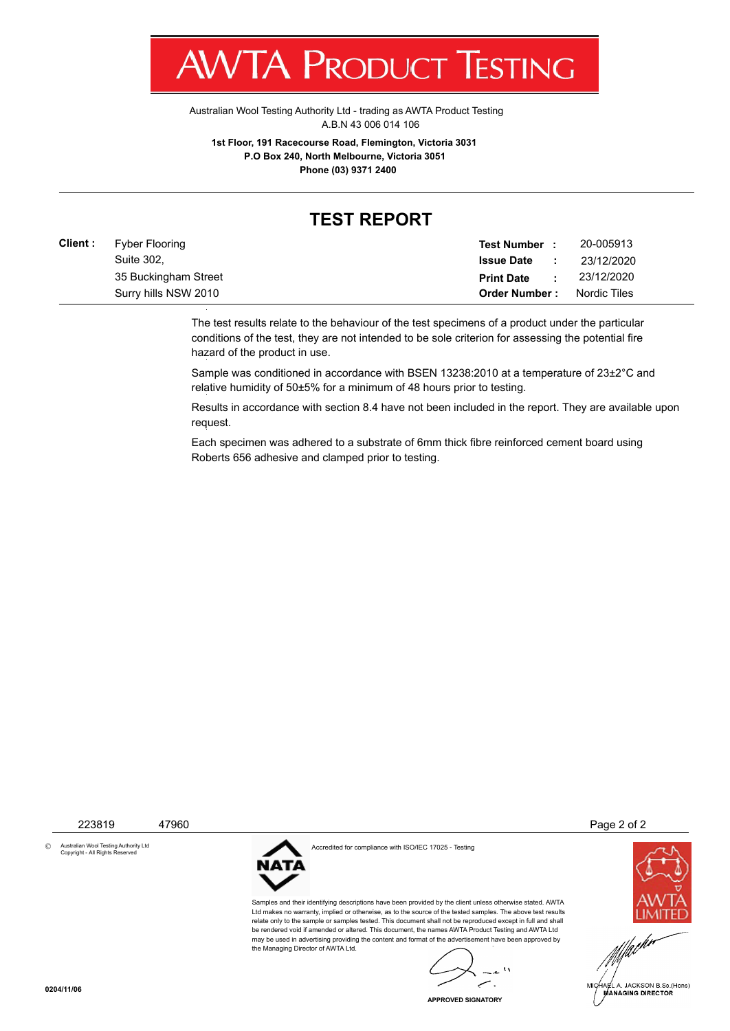# AWTA PRODUCT TESTING

Australian Wool Testing Authority Ltd - trading as AWTA Product Testing
A.B.N 43 006 014 106

**1st Floor, 191 Racecourse Road, Flemington, Victoria 3031**
**P.O Box 240, North Melbourne, Victoria 3051**
**Phone (03) 9371 2400**

## TEST REPORT

| | | | |
|---|---|---|---|
| **Client :** | Fyber Flooring | **Test Number :** | 20-005913 |
| | Suite 302, | **Issue Date :** | 23/12/2020 |
| | 35 Buckingham Street | **Print Date :** | 23/12/2020 |
| | Surry hills NSW 2010 | **Order Number :** | Nordic Tiles |

The test results relate to the behaviour of the test specimens of a product under the particular conditions of the test, they are not intended to be sole criterion for assessing the potential fire hazard of the product in use.

Sample was conditioned in accordance with BSEN 13238:2010 at a temperature of 23±2°C and relative humidity of 50±5% for a minimum of 48 hours prior to testing.

Results in accordance with section 8.4 have not been included in the report. They are available upon request.

Each specimen was adhered to a substrate of 6mm thick fibre reinforced cement board using Roberts 656 adhesive and clamped prior to testing.

223819 47960

© Australian Wool Testing Authority Ltd
Copyright - All Rights Reserved

Accredited for compliance with ISO/IEC 17025 - Testing

Samples and their identifying descriptions have been provided by the client unless otherwise stated. AWTA Ltd makes no warranty, implied or otherwise, as to the source of the tested samples. The above test results relate only to the sample or samples tested. This document shall not be reproduced except in full and shall be rendered void if amended or altered. This document, the names AWTA Product Testing and AWTA Ltd may be used in advertising providing the content and format of the advertisement have been approved by the Managing Director of AWTA Ltd.

APPROVED SIGNATORY

MICHAEL A. JACKSON B.Sc.(Hons)
MANAGING DIRECTOR

0204/11/06